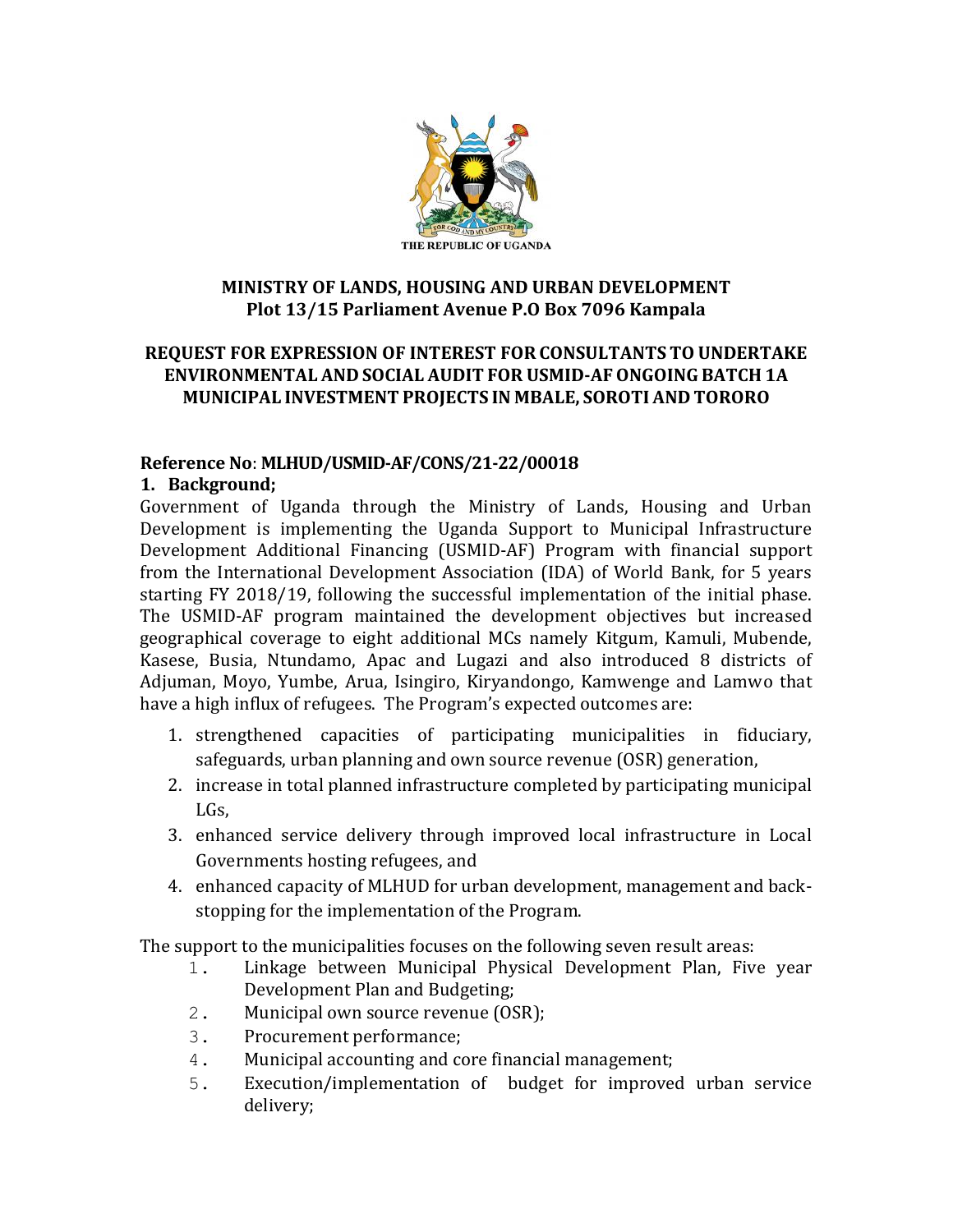THE REPUBLIC OF UGANDA

**MINISTRY OF LANDS, HOUSING AND URBAN DEVELOPMENT**
**Plot 13/15 Parliament Avenue P.O Box 7096 Kampala**

**REQUEST FOR EXPRESSION OF INTEREST FOR CONSULTANTS TO UNDERTAKE ENVIRONMENTAL AND SOCIAL AUDIT FOR USMID-AF ONGOING BATCH 1A MUNICIPAL INVESTMENT PROJECTS IN MBALE, SOROTI AND TORORO**

**Reference No**: **MLHUD/USMID-AF/CONS/21-22/00018**

## 1. Background;

Government of Uganda through the Ministry of Lands, Housing and Urban Development is implementing the Uganda Support to Municipal Infrastructure Development Additional Financing (USMID-AF) Program with financial support from the International Development Association (IDA) of World Bank, for 5 years starting FY 2018/19, following the successful implementation of the initial phase. The USMID-AF program maintained the development objectives but increased geographical coverage to eight additional MCs namely Kitgum, Kamuli, Mubende, Kasese, Busia, Ntundamo, Apac and Lugazi and also introduced 8 districts of Adjuman, Moyo, Yumbe, Arua, Isingiro, Kiryandongo, Kamwenge and Lamwo that have a high influx of refugees. The Program's expected outcomes are:

1. strengthened capacities of participating municipalities in fiduciary, safeguards, urban planning and own source revenue (OSR) generation,
2. increase in total planned infrastructure completed by participating municipal LGs,
3. enhanced service delivery through improved local infrastructure in Local Governments hosting refugees, and
4. enhanced capacity of MLHUD for urban development, management and back-stopping for the implementation of the Program.

The support to the municipalities focuses on the following seven result areas:

1. Linkage between Municipal Physical Development Plan, Five year Development Plan and Budgeting;
2. Municipal own source revenue (OSR);
3. Procurement performance;
4. Municipal accounting and core financial management;
5. Execution/implementation of budget for improved urban service delivery;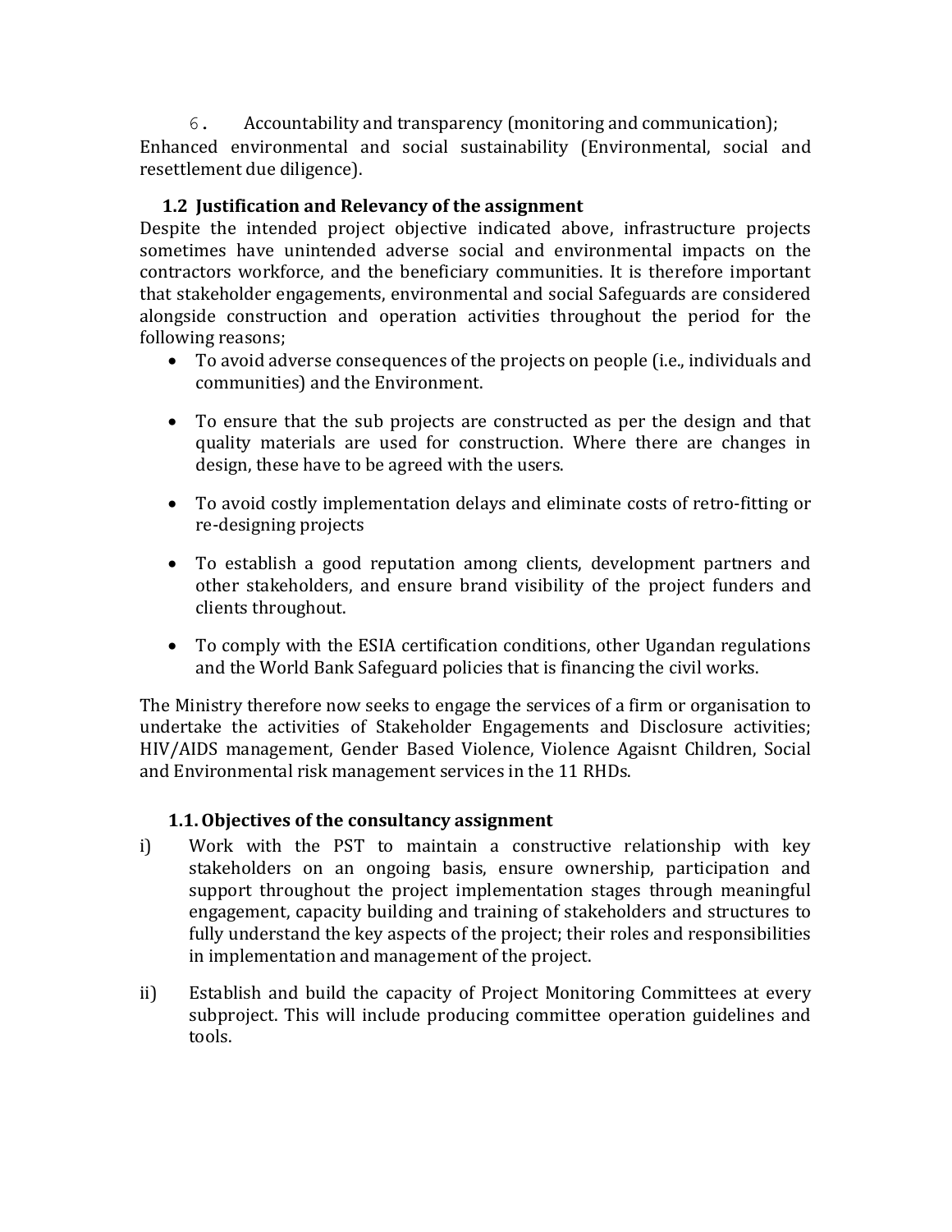6. Accountability and transparency (monitoring and communication);
Enhanced environmental and social sustainability (Environmental, social and resettlement due diligence).

### 1.2 Justification and Relevancy of the assignment

Despite the intended project objective indicated above, infrastructure projects sometimes have unintended adverse social and environmental impacts on the contractors workforce, and the beneficiary communities. It is therefore important that stakeholder engagements, environmental and social Safeguards are considered alongside construction and operation activities throughout the period for the following reasons;

- To avoid adverse consequences of the projects on people (i.e., individuals and communities) and the Environment.
- To ensure that the sub projects are constructed as per the design and that quality materials are used for construction. Where there are changes in design, these have to be agreed with the users.
- To avoid costly implementation delays and eliminate costs of retro-fitting or re-designing projects
- To establish a good reputation among clients, development partners and other stakeholders, and ensure brand visibility of the project funders and clients throughout.
- To comply with the ESIA certification conditions, other Ugandan regulations and the World Bank Safeguard policies that is financing the civil works.

The Ministry therefore now seeks to engage the services of a firm or organisation to undertake the activities of Stakeholder Engagements and Disclosure activities; HIV/AIDS management, Gender Based Violence, Violence Agaisnt Children, Social and Environmental risk management services in the 11 RHDs.

### 1.1. Objectives of the consultancy assignment

i) Work with the PST to maintain a constructive relationship with key stakeholders on an ongoing basis, ensure ownership, participation and support throughout the project implementation stages through meaningful engagement, capacity building and training of stakeholders and structures to fully understand the key aspects of the project; their roles and responsibilities in implementation and management of the project.

ii) Establish and build the capacity of Project Monitoring Committees at every subproject. This will include producing committee operation guidelines and tools.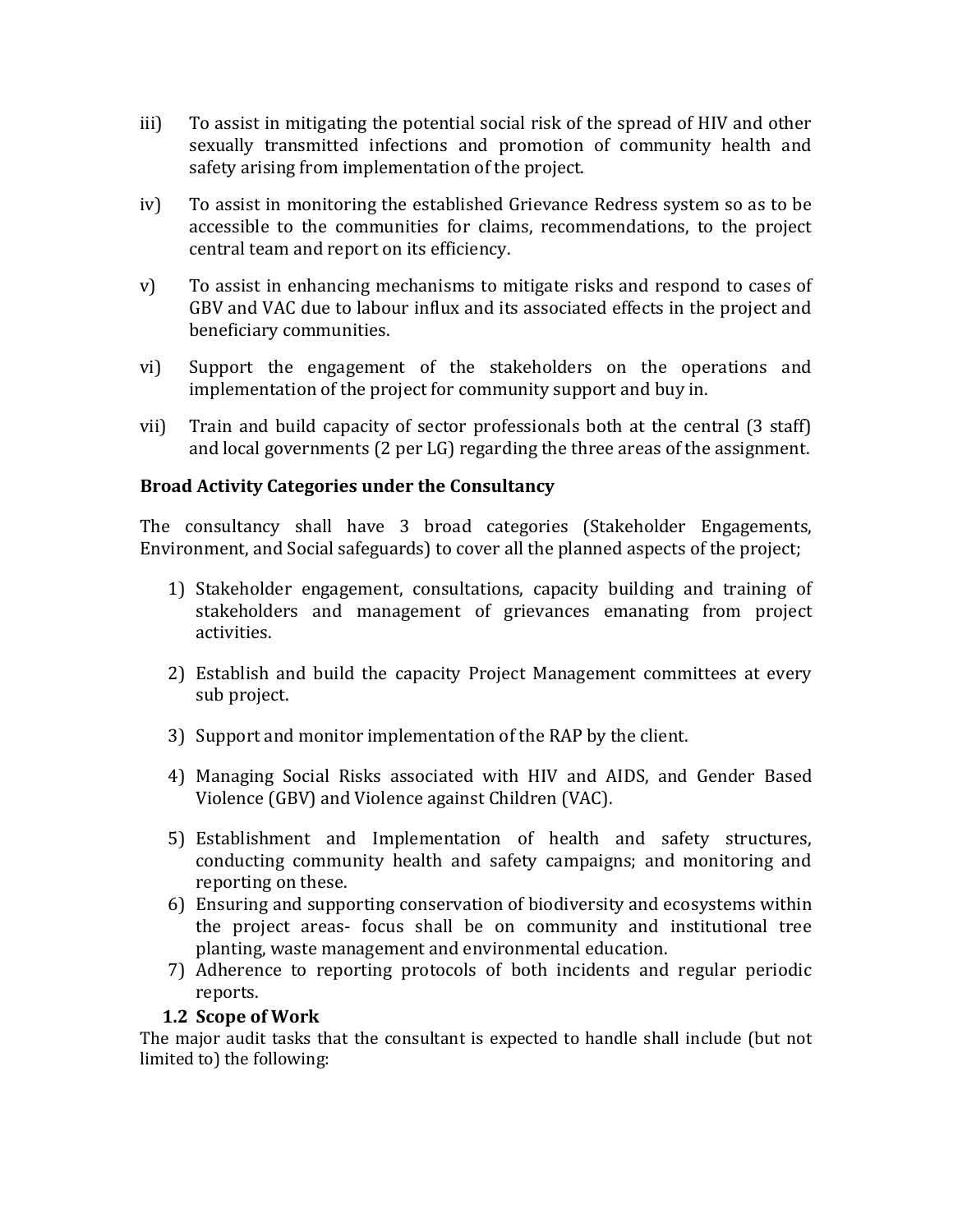iii) To assist in mitigating the potential social risk of the spread of HIV and other sexually transmitted infections and promotion of community health and safety arising from implementation of the project.

iv) To assist in monitoring the established Grievance Redress system so as to be accessible to the communities for claims, recommendations, to the project central team and report on its efficiency.

v) To assist in enhancing mechanisms to mitigate risks and respond to cases of GBV and VAC due to labour influx and its associated effects in the project and beneficiary communities.

vi) Support the engagement of the stakeholders on the operations and implementation of the project for community support and buy in.

vii) Train and build capacity of sector professionals both at the central (3 staff) and local governments (2 per LG) regarding the three areas of the assignment.

**Broad Activity Categories under the Consultancy**

The consultancy shall have 3 broad categories (Stakeholder Engagements, Environment, and Social safeguards) to cover all the planned aspects of the project;

1) Stakeholder engagement, consultations, capacity building and training of stakeholders and management of grievances emanating from project activities.
2) Establish and build the capacity Project Management committees at every sub project.
3) Support and monitor implementation of the RAP by the client.
4) Managing Social Risks associated with HIV and AIDS, and Gender Based Violence (GBV) and Violence against Children (VAC).
5) Establishment and Implementation of health and safety structures, conducting community health and safety campaigns; and monitoring and reporting on these.
6) Ensuring and supporting conservation of biodiversity and ecosystems within the project areas- focus shall be on community and institutional tree planting, waste management and environmental education.
7) Adherence to reporting protocols of both incidents and regular periodic reports.

### 1.2 Scope of Work

The major audit tasks that the consultant is expected to handle shall include (but not limited to) the following: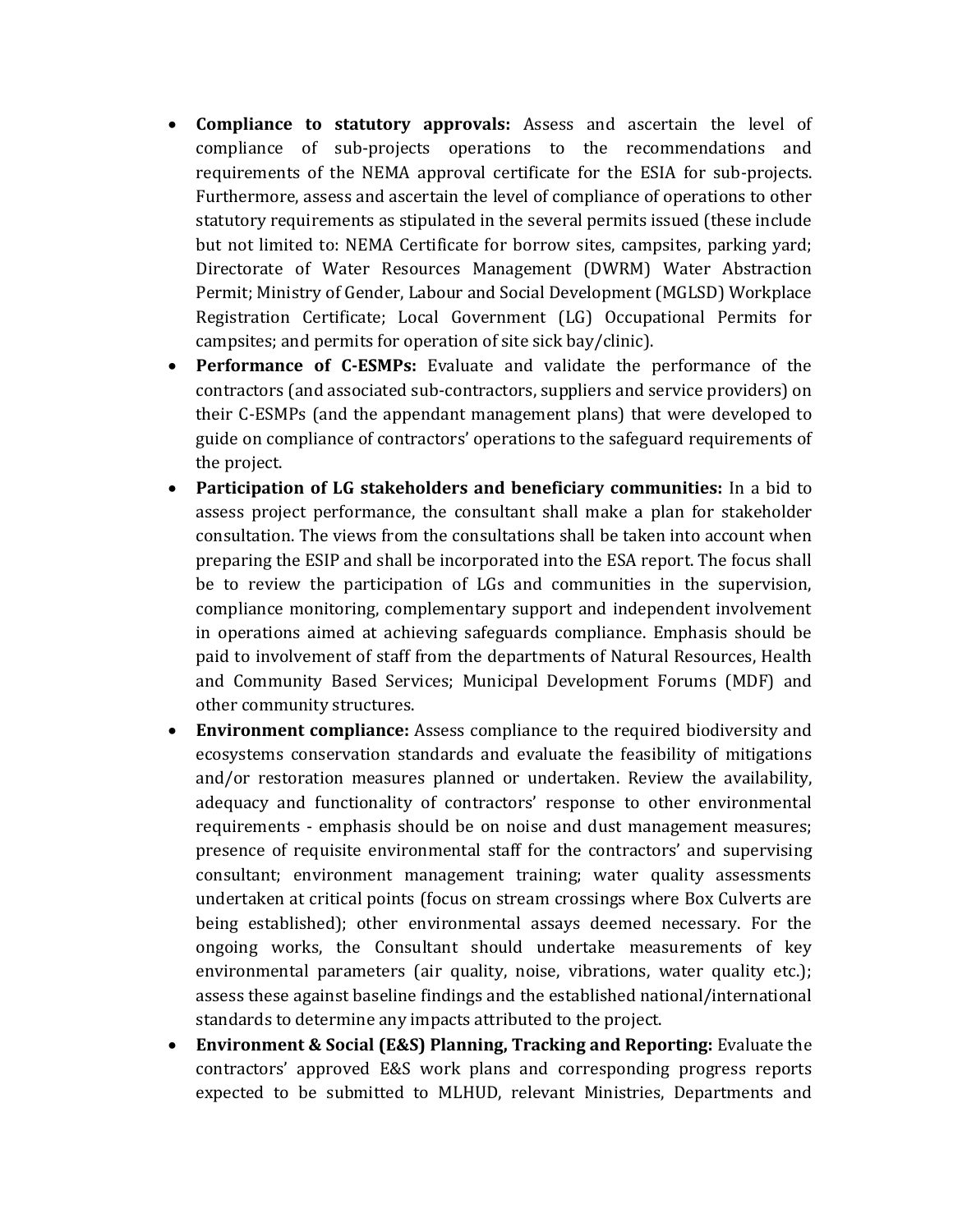- **Compliance to statutory approvals:** Assess and ascertain the level of compliance of sub-projects operations to the recommendations and requirements of the NEMA approval certificate for the ESIA for sub-projects. Furthermore, assess and ascertain the level of compliance of operations to other statutory requirements as stipulated in the several permits issued (these include but not limited to: NEMA Certificate for borrow sites, campsites, parking yard; Directorate of Water Resources Management (DWRM) Water Abstraction Permit; Ministry of Gender, Labour and Social Development (MGLSD) Workplace Registration Certificate; Local Government (LG) Occupational Permits for campsites; and permits for operation of site sick bay/clinic).
- **Performance of C-ESMPs:** Evaluate and validate the performance of the contractors (and associated sub-contractors, suppliers and service providers) on their C-ESMPs (and the appendant management plans) that were developed to guide on compliance of contractors' operations to the safeguard requirements of the project.
- **Participation of LG stakeholders and beneficiary communities:** In a bid to assess project performance, the consultant shall make a plan for stakeholder consultation. The views from the consultations shall be taken into account when preparing the ESIP and shall be incorporated into the ESA report. The focus shall be to review the participation of LGs and communities in the supervision, compliance monitoring, complementary support and independent involvement in operations aimed at achieving safeguards compliance. Emphasis should be paid to involvement of staff from the departments of Natural Resources, Health and Community Based Services; Municipal Development Forums (MDF) and other community structures.
- **Environment compliance:** Assess compliance to the required biodiversity and ecosystems conservation standards and evaluate the feasibility of mitigations and/or restoration measures planned or undertaken. Review the availability, adequacy and functionality of contractors' response to other environmental requirements - emphasis should be on noise and dust management measures; presence of requisite environmental staff for the contractors' and supervising consultant; environment management training; water quality assessments undertaken at critical points (focus on stream crossings where Box Culverts are being established); other environmental assays deemed necessary. For the ongoing works, the Consultant should undertake measurements of key environmental parameters (air quality, noise, vibrations, water quality etc.); assess these against baseline findings and the established national/international standards to determine any impacts attributed to the project.
- **Environment & Social (E&S) Planning, Tracking and Reporting:** Evaluate the contractors' approved E&S work plans and corresponding progress reports expected to be submitted to MLHUD, relevant Ministries, Departments and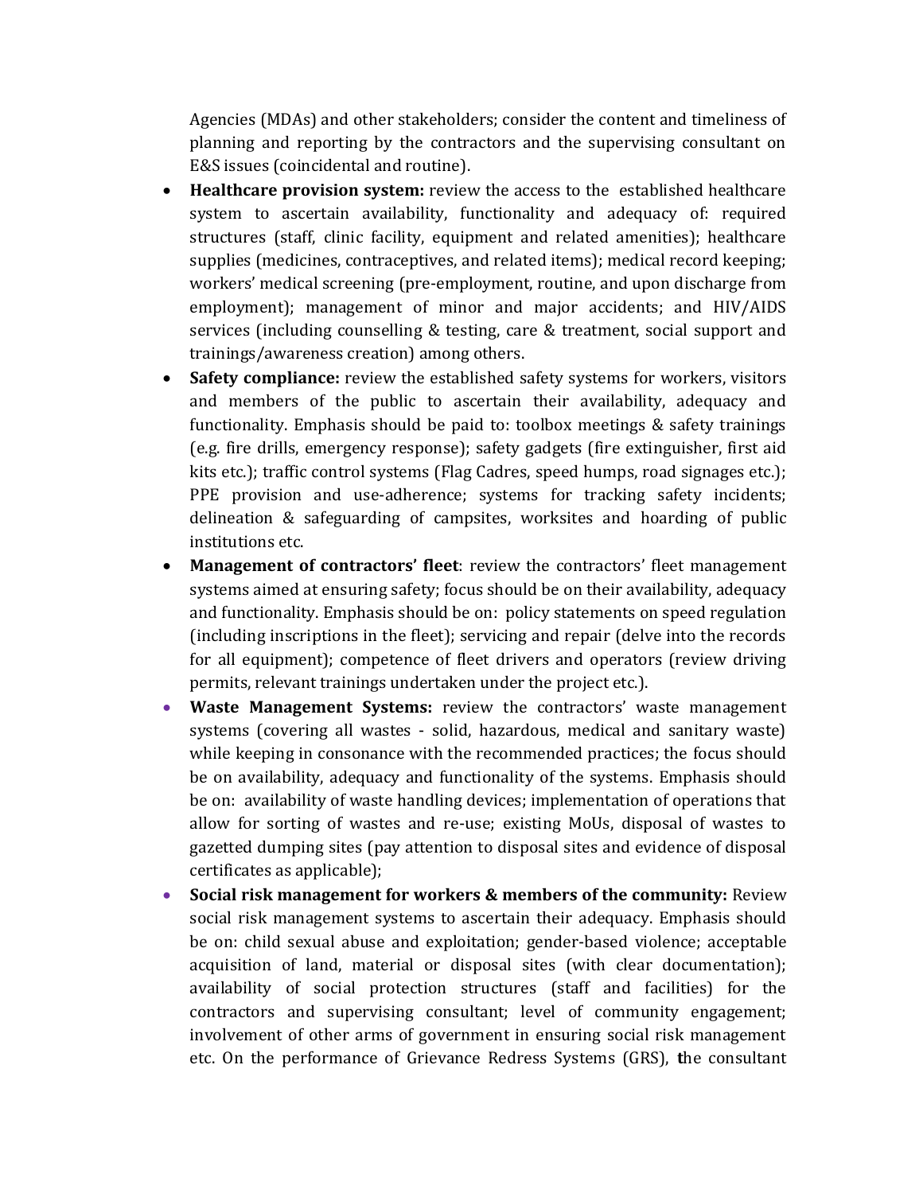Agencies (MDAs) and other stakeholders; consider the content and timeliness of planning and reporting by the contractors and the supervising consultant on E&S issues (coincidental and routine).

- **Healthcare provision system:** review the access to the established healthcare system to ascertain availability, functionality and adequacy of: required structures (staff, clinic facility, equipment and related amenities); healthcare supplies (medicines, contraceptives, and related items); medical record keeping; workers' medical screening (pre-employment, routine, and upon discharge from employment); management of minor and major accidents; and HIV/AIDS services (including counselling & testing, care & treatment, social support and trainings/awareness creation) among others.
- **Safety compliance:** review the established safety systems for workers, visitors and members of the public to ascertain their availability, adequacy and functionality. Emphasis should be paid to: toolbox meetings & safety trainings (e.g. fire drills, emergency response); safety gadgets (fire extinguisher, first aid kits etc.); traffic control systems (Flag Cadres, speed humps, road signages etc.); PPE provision and use-adherence; systems for tracking safety incidents; delineation & safeguarding of campsites, worksites and hoarding of public institutions etc.
- **Management of contractors' fleet**: review the contractors' fleet management systems aimed at ensuring safety; focus should be on their availability, adequacy and functionality. Emphasis should be on: policy statements on speed regulation (including inscriptions in the fleet); servicing and repair (delve into the records for all equipment); competence of fleet drivers and operators (review driving permits, relevant trainings undertaken under the project etc.).
- **Waste Management Systems:** review the contractors' waste management systems (covering all wastes - solid, hazardous, medical and sanitary waste) while keeping in consonance with the recommended practices; the focus should be on availability, adequacy and functionality of the systems. Emphasis should be on: availability of waste handling devices; implementation of operations that allow for sorting of wastes and re-use; existing MoUs, disposal of wastes to gazetted dumping sites (pay attention to disposal sites and evidence of disposal certificates as applicable);
- **Social risk management for workers & members of the community:** Review social risk management systems to ascertain their adequacy. Emphasis should be on: child sexual abuse and exploitation; gender-based violence; acceptable acquisition of land, material or disposal sites (with clear documentation); availability of social protection structures (staff and facilities) for the contractors and supervising consultant; level of community engagement; involvement of other arms of government in ensuring social risk management etc. On the performance of Grievance Redress Systems (GRS), the consultant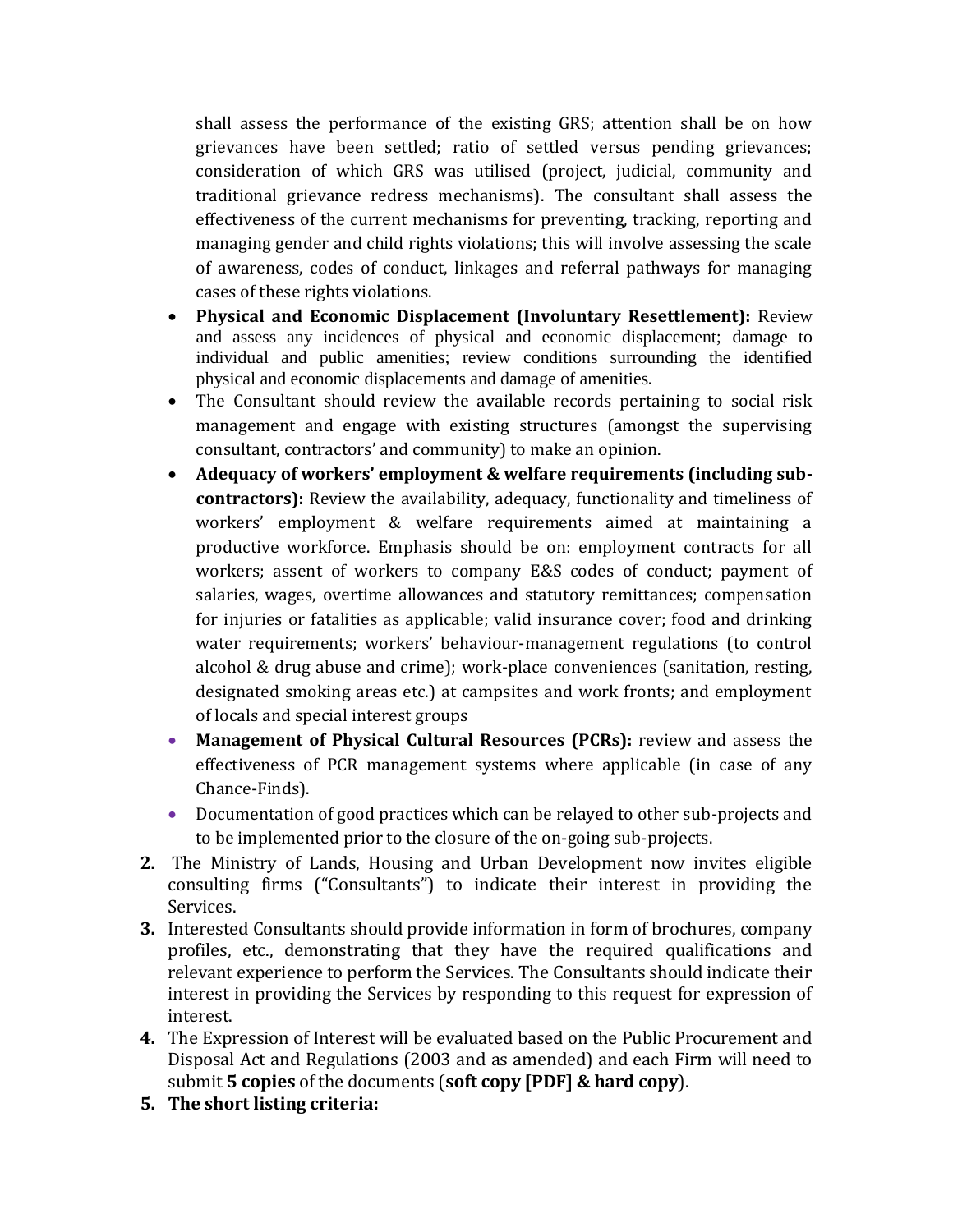shall assess the performance of the existing GRS; attention shall be on how grievances have been settled; ratio of settled versus pending grievances; consideration of which GRS was utilised (project, judicial, community and traditional grievance redress mechanisms). The consultant shall assess the effectiveness of the current mechanisms for preventing, tracking, reporting and managing gender and child rights violations; this will involve assessing the scale of awareness, codes of conduct, linkages and referral pathways for managing cases of these rights violations.

- **Physical and Economic Displacement (Involuntary Resettlement):** Review and assess any incidences of physical and economic displacement; damage to individual and public amenities; review conditions surrounding the identified physical and economic displacements and damage of amenities.
- The Consultant should review the available records pertaining to social risk management and engage with existing structures (amongst the supervising consultant, contractors' and community) to make an opinion.
- **Adequacy of workers' employment & welfare requirements (including sub-contractors):** Review the availability, adequacy, functionality and timeliness of workers' employment & welfare requirements aimed at maintaining a productive workforce. Emphasis should be on: employment contracts for all workers; assent of workers to company E&S codes of conduct; payment of salaries, wages, overtime allowances and statutory remittances; compensation for injuries or fatalities as applicable; valid insurance cover; food and drinking water requirements; workers' behaviour-management regulations (to control alcohol & drug abuse and crime); work-place conveniences (sanitation, resting, designated smoking areas etc.) at campsites and work fronts; and employment of locals and special interest groups
- **Management of Physical Cultural Resources (PCRs):** review and assess the effectiveness of PCR management systems where applicable (in case of any Chance-Finds).
- Documentation of good practices which can be relayed to other sub-projects and to be implemented prior to the closure of the on-going sub-projects.

2. The Ministry of Lands, Housing and Urban Development now invites eligible consulting firms ("Consultants") to indicate their interest in providing the Services.
3. Interested Consultants should provide information in form of brochures, company profiles, etc., demonstrating that they have the required qualifications and relevant experience to perform the Services. The Consultants should indicate their interest in providing the Services by responding to this request for expression of interest.
4. The Expression of Interest will be evaluated based on the Public Procurement and Disposal Act and Regulations (2003 and as amended) and each Firm will need to submit **5 copies** of the documents (**soft copy [PDF] & hard copy**).
5. **The short listing criteria:**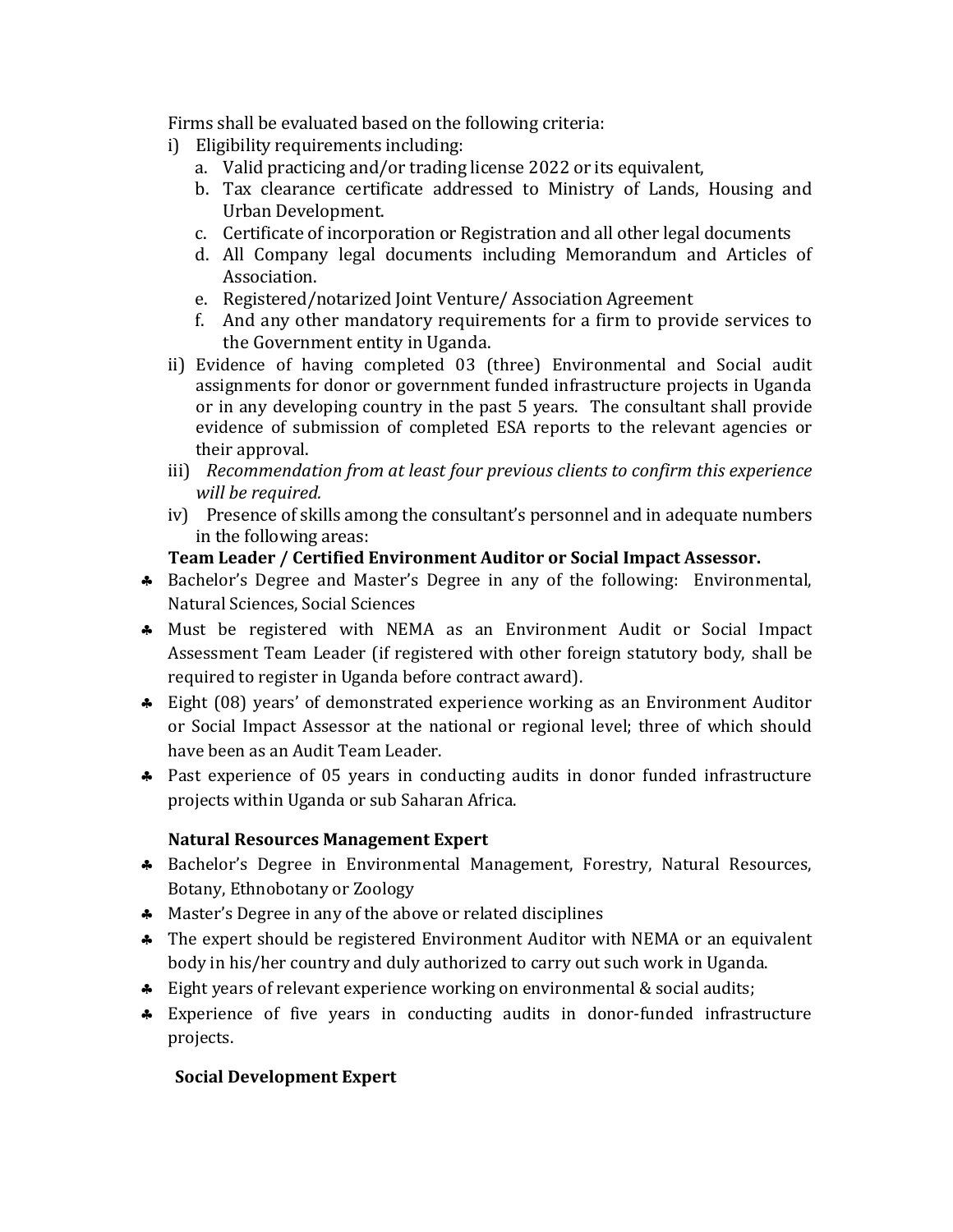Firms shall be evaluated based on the following criteria:

i) Eligibility requirements including:
   a. Valid practicing and/or trading license 2022 or its equivalent,
   b. Tax clearance certificate addressed to Ministry of Lands, Housing and Urban Development.
   c. Certificate of incorporation or Registration and all other legal documents
   d. All Company legal documents including Memorandum and Articles of Association.
   e. Registered/notarized Joint Venture/ Association Agreement
   f. And any other mandatory requirements for a firm to provide services to the Government entity in Uganda.

ii) Evidence of having completed 03 (three) Environmental and Social audit assignments for donor or government funded infrastructure projects in Uganda or in any developing country in the past 5 years. The consultant shall provide evidence of submission of completed ESA reports to the relevant agencies or their approval.

iii) *Recommendation from at least four previous clients to confirm this experience will be required.*

iv) Presence of skills among the consultant's personnel and in adequate numbers in the following areas:

**Team Leader / Certified Environment Auditor or Social Impact Assessor.**

- Bachelor's Degree and Master's Degree in any of the following: Environmental, Natural Sciences, Social Sciences
- Must be registered with NEMA as an Environment Audit or Social Impact Assessment Team Leader (if registered with other foreign statutory body, shall be required to register in Uganda before contract award).
- Eight (08) years' of demonstrated experience working as an Environment Auditor or Social Impact Assessor at the national or regional level; three of which should have been as an Audit Team Leader.
- Past experience of 05 years in conducting audits in donor funded infrastructure projects within Uganda or sub Saharan Africa.

**Natural Resources Management Expert**

- Bachelor's Degree in Environmental Management, Forestry, Natural Resources, Botany, Ethnobotany or Zoology
- Master's Degree in any of the above or related disciplines
- The expert should be registered Environment Auditor with NEMA or an equivalent body in his/her country and duly authorized to carry out such work in Uganda.
- Eight years of relevant experience working on environmental & social audits;
- Experience of five years in conducting audits in donor-funded infrastructure projects.

**Social Development Expert**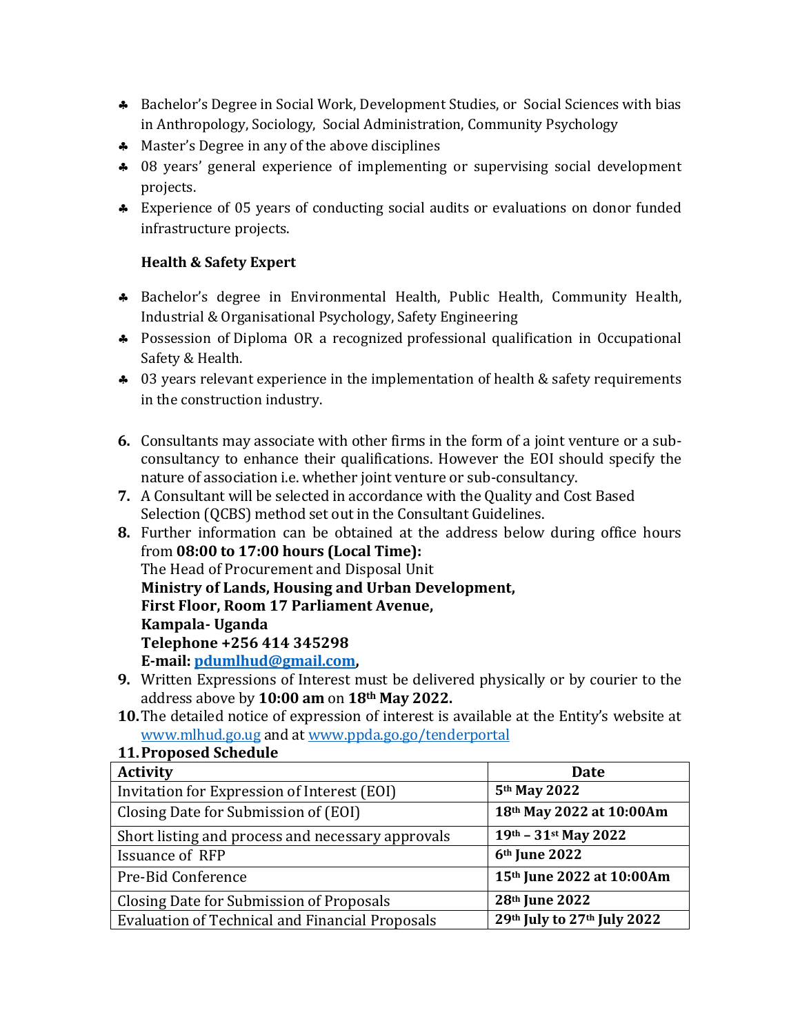- Bachelor's Degree in Social Work, Development Studies, or Social Sciences with bias in Anthropology, Sociology, Social Administration, Community Psychology
- Master's Degree in any of the above disciplines
- 08 years' general experience of implementing or supervising social development projects.
- Experience of 05 years of conducting social audits or evaluations on donor funded infrastructure projects.

**Health & Safety Expert**

- Bachelor's degree in Environmental Health, Public Health, Community Health, Industrial & Organisational Psychology, Safety Engineering
- Possession of Diploma OR a recognized professional qualification in Occupational Safety & Health.
- 03 years relevant experience in the implementation of health & safety requirements in the construction industry.

**6.** Consultants may associate with other firms in the form of a joint venture or a sub-consultancy to enhance their qualifications. However the EOI should specify the nature of association i.e. whether joint venture or sub-consultancy.

**7.** A Consultant will be selected in accordance with the Quality and Cost Based Selection (QCBS) method set out in the Consultant Guidelines.

**8.** Further information can be obtained at the address below during office hours from **08:00 to 17:00 hours (Local Time):**
The Head of Procurement and Disposal Unit
**Ministry of Lands, Housing and Urban Development,**
**First Floor, Room 17 Parliament Avenue,**
**Kampala- Uganda**
**Telephone +256 414 345298**
**E-mail: pdumlhud@gmail.com,**

**9.** Written Expressions of Interest must be delivered physically or by courier to the address above by **10:00 am** on **18th May 2022.**

**10.** The detailed notice of expression of interest is available at the Entity's website at www.mlhud.go.ug and at www.ppda.go.go/tenderportal

**11. Proposed Schedule**

| Activity | Date |
|---|---|
| Invitation for Expression of Interest (EOI) | **5th May 2022** |
| Closing Date for Submission of (EOI) | **18th May 2022 at 10:00Am** |
| Short listing and process and necessary approvals | **19th – 31st May 2022** |
| Issuance of RFP | **6th June 2022** |
| Pre-Bid Conference | **15th June 2022 at 10:00Am** |
| Closing Date for Submission of Proposals | **28th June 2022** |
| Evaluation of Technical and Financial Proposals | **29th July to 27th July 2022** |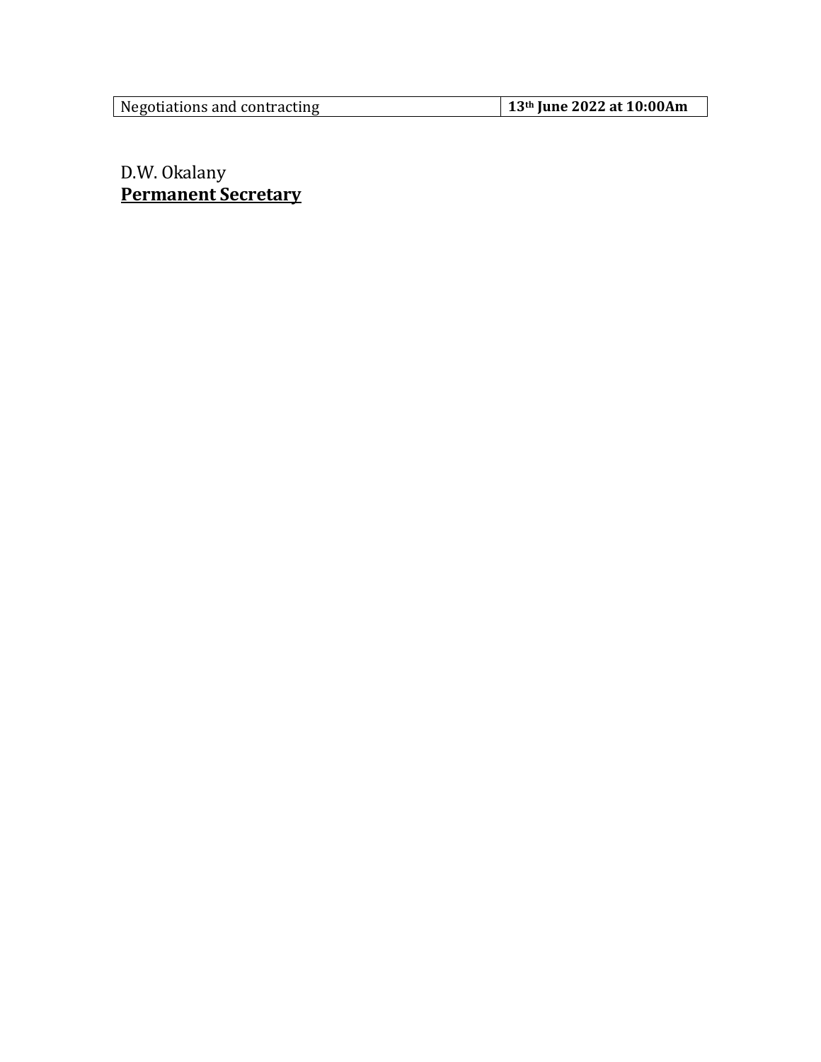| | |
|---|---|
| Negotiations and contracting | **13th June 2022 at 10:00Am** |

D.W. Okalany
**Permanent Secretary**